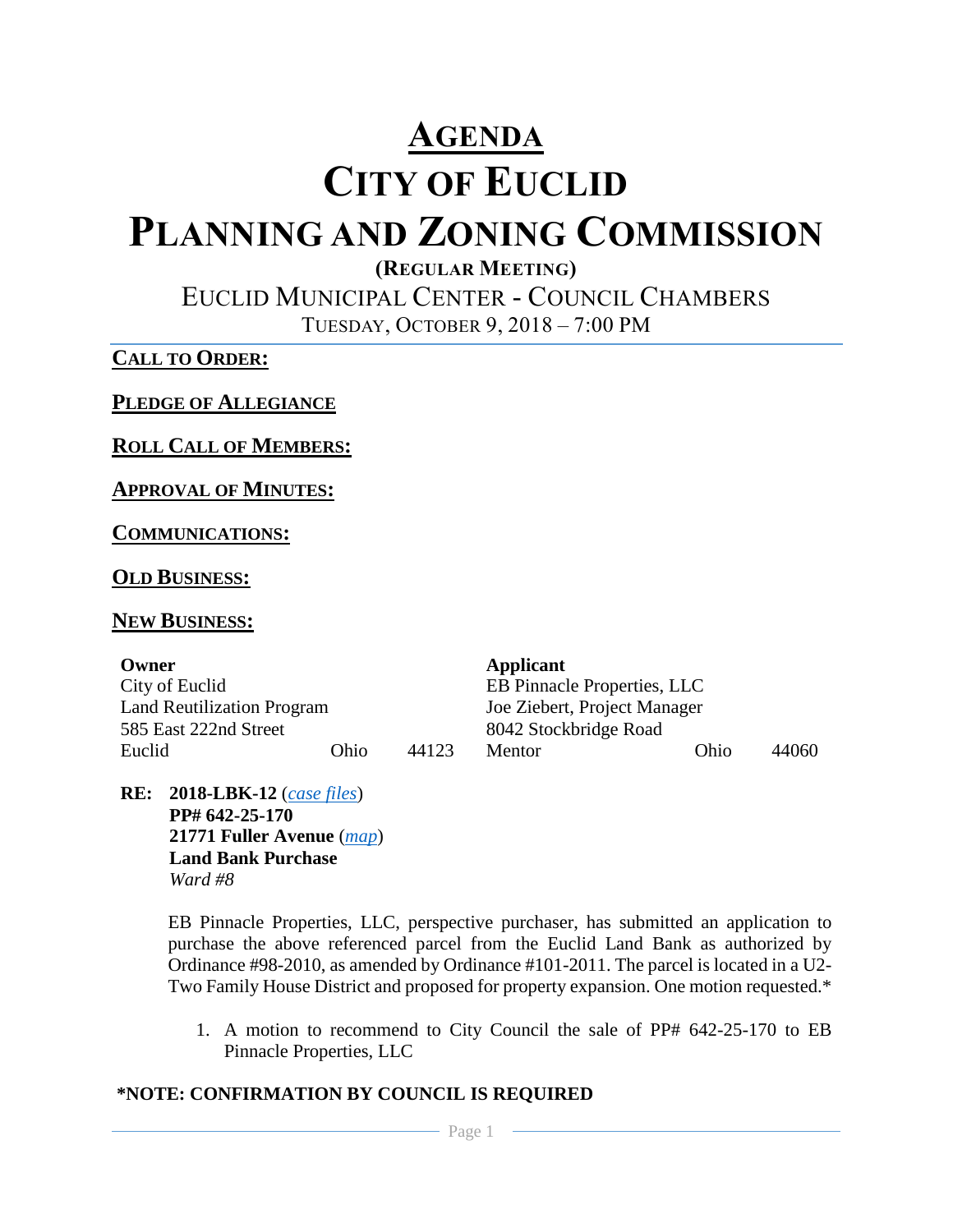# AGENDA
# CITY OF EUCLID
# PLANNING AND ZONING COMMISSION

**(REGULAR MEETING)**

EUCLID MUNICIPAL CENTER - COUNCIL CHAMBERS

TUESDAY, OCTOBER 9, 2018 – 7:00 PM

**CALL TO ORDER:**

**PLEDGE OF ALLEGIANCE**

**ROLL CALL OF MEMBERS:**

**APPROVAL OF MINUTES:**

**COMMUNICATIONS:**

**OLD BUSINESS:**

**NEW BUSINESS:**

| **Owner** | | | **Applicant** | | |
|---|---|---|---|---|---|
| City of Euclid | | | EB Pinnacle Properties, LLC | | |
| Land Reutilization Program | | | Joe Ziebert, Project Manager | | |
| 585 East 222nd Street | | | 8042 Stockbridge Road | | |
| Euclid | Ohio | 44123 | Mentor | Ohio | 44060 |

**RE: 2018-LBK-12** (*case files*)
**PP# 642-25-170**
**21771 Fuller Avenue** (*map*)
**Land Bank Purchase**
*Ward #8*

EB Pinnacle Properties, LLC, perspective purchaser, has submitted an application to purchase the above referenced parcel from the Euclid Land Bank as authorized by Ordinance #98-2010, as amended by Ordinance #101-2011. The parcel is located in a U2-Two Family House District and proposed for property expansion. One motion requested.*

1. A motion to recommend to City Council the sale of PP# 642-25-170 to EB Pinnacle Properties, LLC

**\*NOTE: CONFIRMATION BY COUNCIL IS REQUIRED**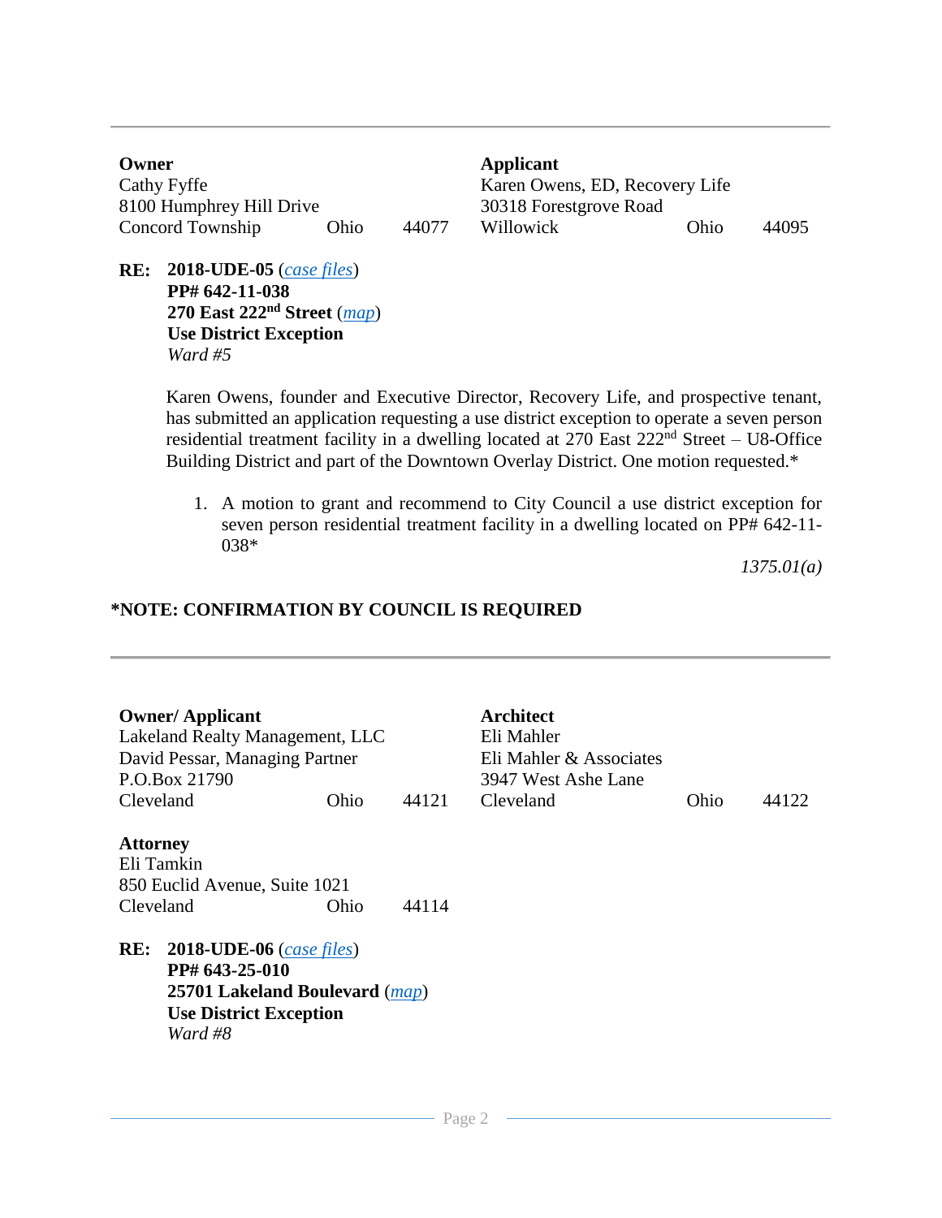---

| **Owner** | | | **Applicant** | | |
|---|---|---|---|---|---|
| Cathy Fyffe | | | Karen Owens, ED, Recovery Life | | |
| 8100 Humphrey Hill Drive | | | 30318 Forestgrove Road | | |
| Concord Township | Ohio | 44077 | Willowick | Ohio | 44095 |

**RE:** **2018-UDE-05** (*case files*)
**PP# 642-11-038**
**270 East 222nd Street** (*map*)
**Use District Exception**
*Ward #5*

Karen Owens, founder and Executive Director, Recovery Life, and prospective tenant, has submitted an application requesting a use district exception to operate a seven person residential treatment facility in a dwelling located at 270 East 222nd Street – U8-Office Building District and part of the Downtown Overlay District. One motion requested.*

1. A motion to grant and recommend to City Council a use district exception for seven person residential treatment facility in a dwelling located on PP# 642-11-038*

*1375.01(a)*

**\*NOTE: CONFIRMATION BY COUNCIL IS REQUIRED**

---

| **Owner/ Applicant** | | | **Architect** | | |
|---|---|---|---|---|---|
| Lakeland Realty Management, LLC | | | Eli Mahler | | |
| David Pessar, Managing Partner | | | Eli Mahler & Associates | | |
| P.O.Box 21790 | | | 3947 West Ashe Lane | | |
| Cleveland | Ohio | 44121 | Cleveland | Ohio | 44122 |

**Attorney**
Eli Tamkin
850 Euclid Avenue, Suite 1021
Cleveland Ohio 44114

**RE:** **2018-UDE-06** (*case files*)
**PP# 643-25-010**
**25701 Lakeland Boulevard** (*map*)
**Use District Exception**
*Ward #8*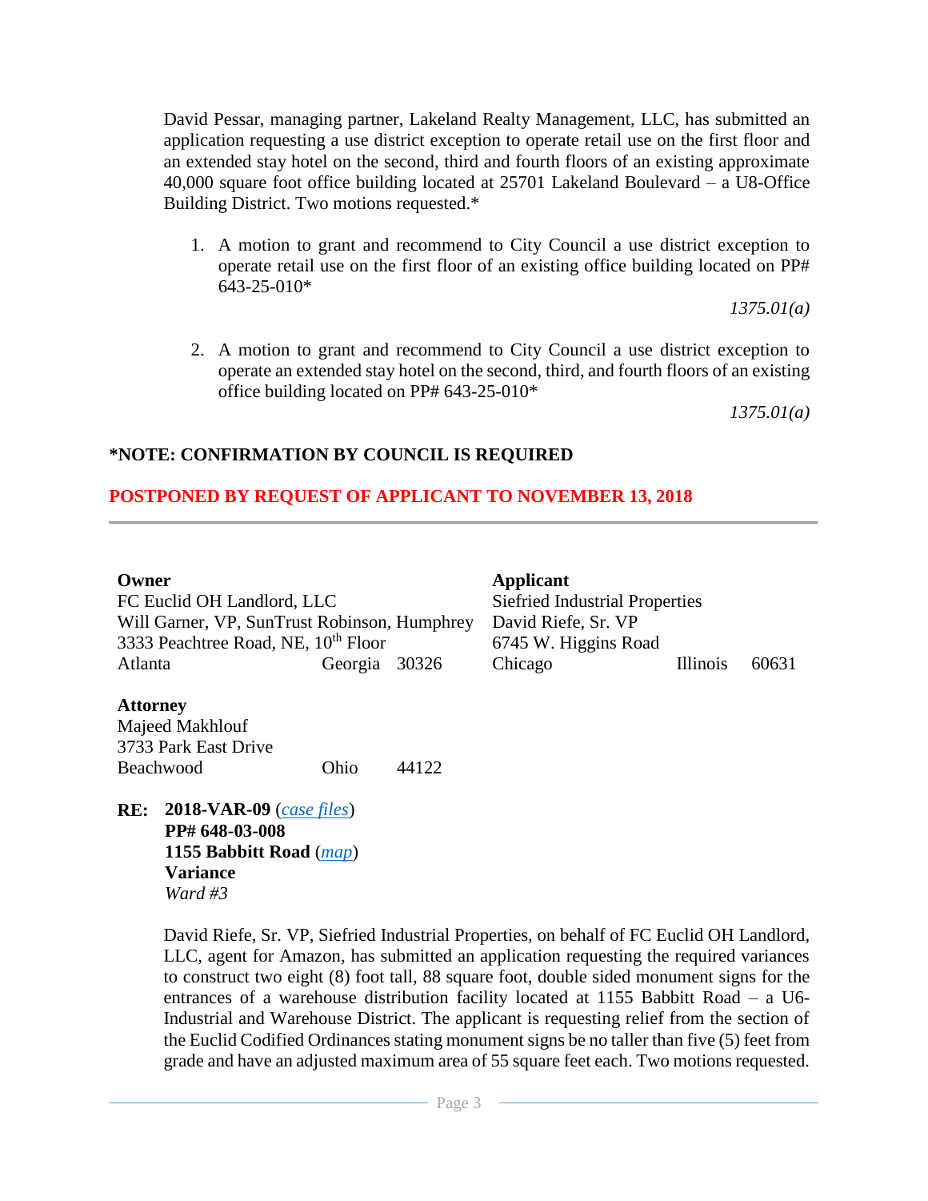David Pessar, managing partner, Lakeland Realty Management, LLC, has submitted an application requesting a use district exception to operate retail use on the first floor and an extended stay hotel on the second, third and fourth floors of an existing approximate 40,000 square foot office building located at 25701 Lakeland Boulevard – a U8-Office Building District. Two motions requested.*

1. A motion to grant and recommend to City Council a use district exception to operate retail use on the first floor of an existing office building located on PP# 643-25-010*

   *1375.01(a)*

2. A motion to grant and recommend to City Council a use district exception to operate an extended stay hotel on the second, third, and fourth floors of an existing office building located on PP# 643-25-010*

   *1375.01(a)*

**\*NOTE: CONFIRMATION BY COUNCIL IS REQUIRED**

**POSTPONED BY REQUEST OF APPLICANT TO NOVEMBER 13, 2018**

---

**Owner**
FC Euclid OH Landlord, LLC
Will Garner, VP, SunTrust Robinson, Humphrey
3333 Peachtree Road, NE, 10th Floor
Atlanta Georgia 30326

**Applicant**
Siefried Industrial Properties
David Riefe, Sr. VP
6745 W. Higgins Road
Chicago Illinois 60631

**Attorney**
Majeed Makhlouf
3733 Park East Drive
Beachwood Ohio 44122

**RE: 2018-VAR-09** (*case files*)
**PP# 648-03-008**
**1155 Babbitt Road** (*map*)
**Variance**
*Ward #3*

David Riefe, Sr. VP, Siefried Industrial Properties, on behalf of FC Euclid OH Landlord, LLC, agent for Amazon, has submitted an application requesting the required variances to construct two eight (8) foot tall, 88 square foot, double sided monument signs for the entrances of a warehouse distribution facility located at 1155 Babbitt Road – a U6-Industrial and Warehouse District. The applicant is requesting relief from the section of the Euclid Codified Ordinances stating monument signs be no taller than five (5) feet from grade and have an adjusted maximum area of 55 square feet each. Two motions requested.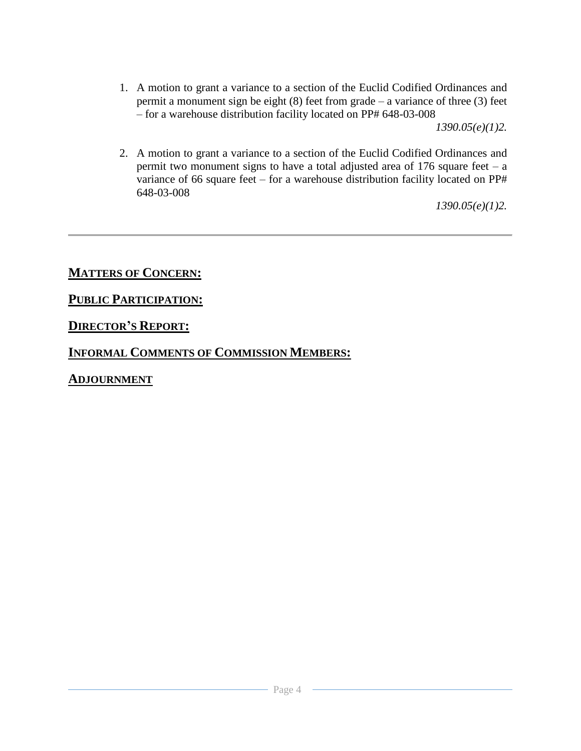1. A motion to grant a variance to a section of the Euclid Codified Ordinances and permit a monument sign be eight (8) feet from grade – a variance of three (3) feet – for a warehouse distribution facility located on PP# 648-03-008

   *1390.05(e)(1)2.*

2. A motion to grant a variance to a section of the Euclid Codified Ordinances and permit two monument signs to have a total adjusted area of 176 square feet – a variance of 66 square feet – for a warehouse distribution facility located on PP# 648-03-008

   *1390.05(e)(1)2.*

---

**MATTERS OF CONCERN:**

**PUBLIC PARTICIPATION:**

**DIRECTOR'S REPORT:**

**INFORMAL COMMENTS OF COMMISSION MEMBERS:**

**ADJOURNMENT**